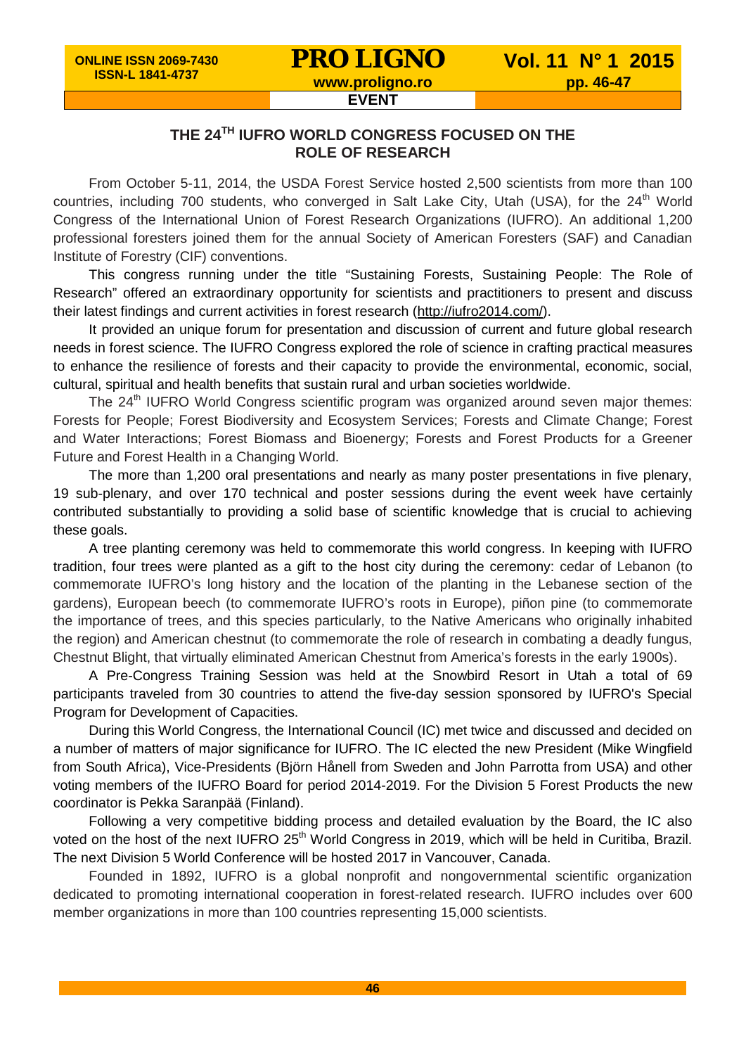## THE 24TH IUFRO WORLD CONGRESS FOCUSED ON THE ROLE OF RESEARCH

From October 5-11, 2014, the USDA Forest Service hosted 2,500 scientists from more than 100 countries, including 700 students, who converged in Salt Lake City, Utah (USA), for the 24th World Congress of the International Union of Forest Research Organizations (IUFRO). An additional 1,200 professional foresters joined them for the annual Society of American Foresters (SAF) and Canadian Institute of Forestry (CIF) conventions.

This congress running under the title "Sustaining Forests, Sustaining People: The Role of Research" offered an extraordinary opportunity for scientists and practitioners to present and discuss their latest findings and current activities in forest research (http://iufro2014.com/).

It provided an unique forum for presentation and discussion of current and future global research needs in forest science. The IUFRO Congress explored the role of science in crafting practical measures to enhance the resilience of forests and their capacity to provide the environmental, economic, social, cultural, spiritual and health benefits that sustain rural and urban societies worldwide.

The 24th IUFRO World Congress scientific program was organized around seven major themes: Forests for People; Forest Biodiversity and Ecosystem Services; Forests and Climate Change; Forest and Water Interactions; Forest Biomass and Bioenergy; Forests and Forest Products for a Greener Future and Forest Health in a Changing World.

The more than 1,200 oral presentations and nearly as many poster presentations in five plenary, 19 sub-plenary, and over 170 technical and poster sessions during the event week have certainly contributed substantially to providing a solid base of scientific knowledge that is crucial to achieving these goals.

A tree planting ceremony was held to commemorate this world congress. In keeping with IUFRO tradition, four trees were planted as a gift to the host city during the ceremony: cedar of Lebanon (to commemorate IUFRO's long history and the location of the planting in the Lebanese section of the gardens), European beech (to commemorate IUFRO's roots in Europe), piñon pine (to commemorate the importance of trees, and this species particularly, to the Native Americans who originally inhabited the region) and American chestnut (to commemorate the role of research in combating a deadly fungus, Chestnut Blight, that virtually eliminated American Chestnut from America's forests in the early 1900s).

A Pre-Congress Training Session was held at the Snowbird Resort in Utah a total of 69 participants traveled from 30 countries to attend the five-day session sponsored by IUFRO's Special Program for Development of Capacities.

During this World Congress, the International Council (IC) met twice and discussed and decided on a number of matters of major significance for IUFRO. The IC elected the new President (Mike Wingfield from South Africa), Vice-Presidents (Björn Hånell from Sweden and John Parrotta from USA) and other voting members of the IUFRO Board for period 2014-2019. For the Division 5 Forest Products the new coordinator is Pekka Saranpää (Finland).

Following a very competitive bidding process and detailed evaluation by the Board, the IC also voted on the host of the next IUFRO 25th World Congress in 2019, which will be held in Curitiba, Brazil. The next Division 5 World Conference will be hosted 2017 in Vancouver, Canada.

Founded in 1892, IUFRO is a global nonprofit and nongovernmental scientific organization dedicated to promoting international cooperation in forest-related research. IUFRO includes over 600 member organizations in more than 100 countries representing 15,000 scientists.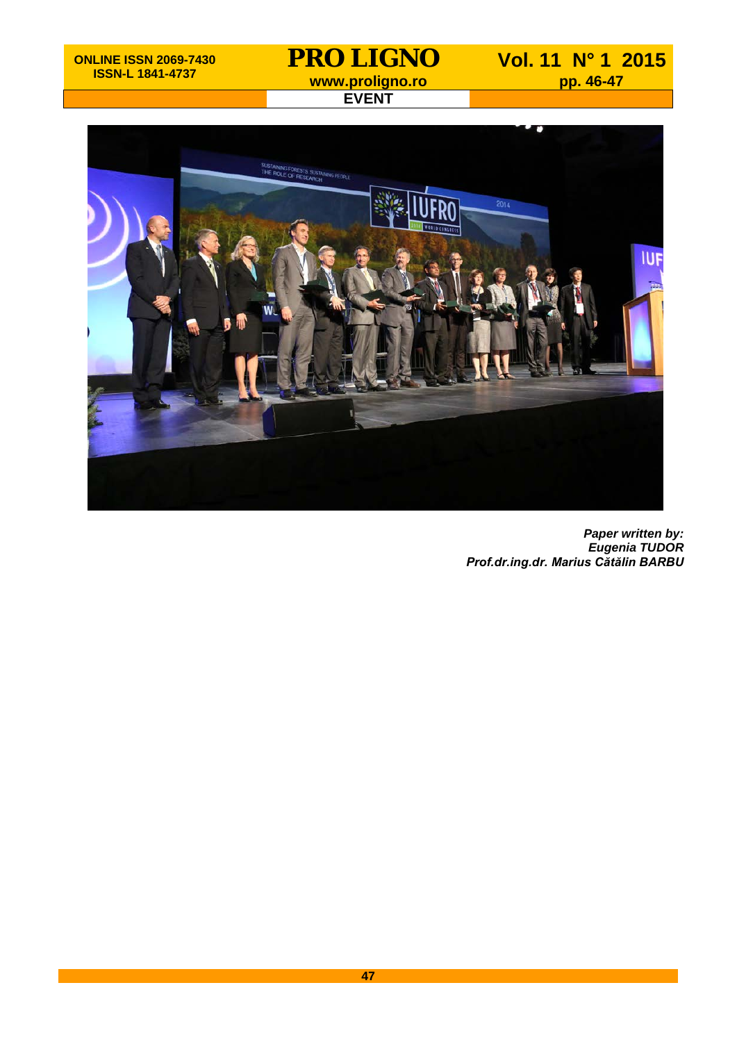*Paper written by:*
*Eugenia TUDOR*
*Prof.dr.ing.dr. Marius Cătălin BARBU*